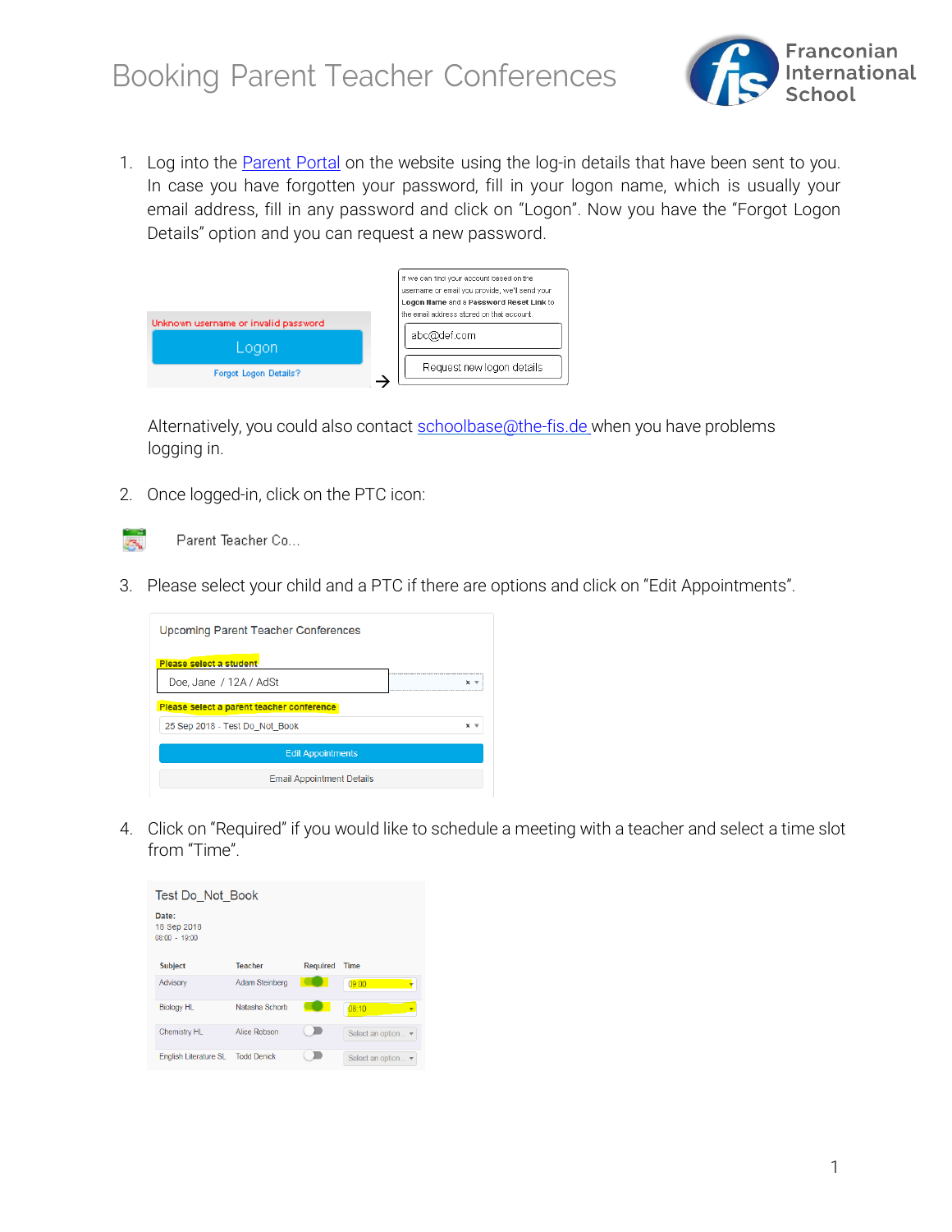# Booking Parent Teacher Conferences

1. Log into the Parent Portal on the website using the log-in details that have been sent to you. In case you have forgotten your password, fill in your logon name, which is usually your email address, fill in any password and click on "Logon". Now you have the "Forgot Logon Details" option and you can request a new password.

   Alternatively, you could also contact schoolbase@the-fis.de when you have problems logging in.

2. Once logged-in, click on the PTC icon:

3. Please select your child and a PTC if there are options and click on "Edit Appointments".

4. Click on "Required" if you would like to schedule a meeting with a teacher and select a time slot from "Time".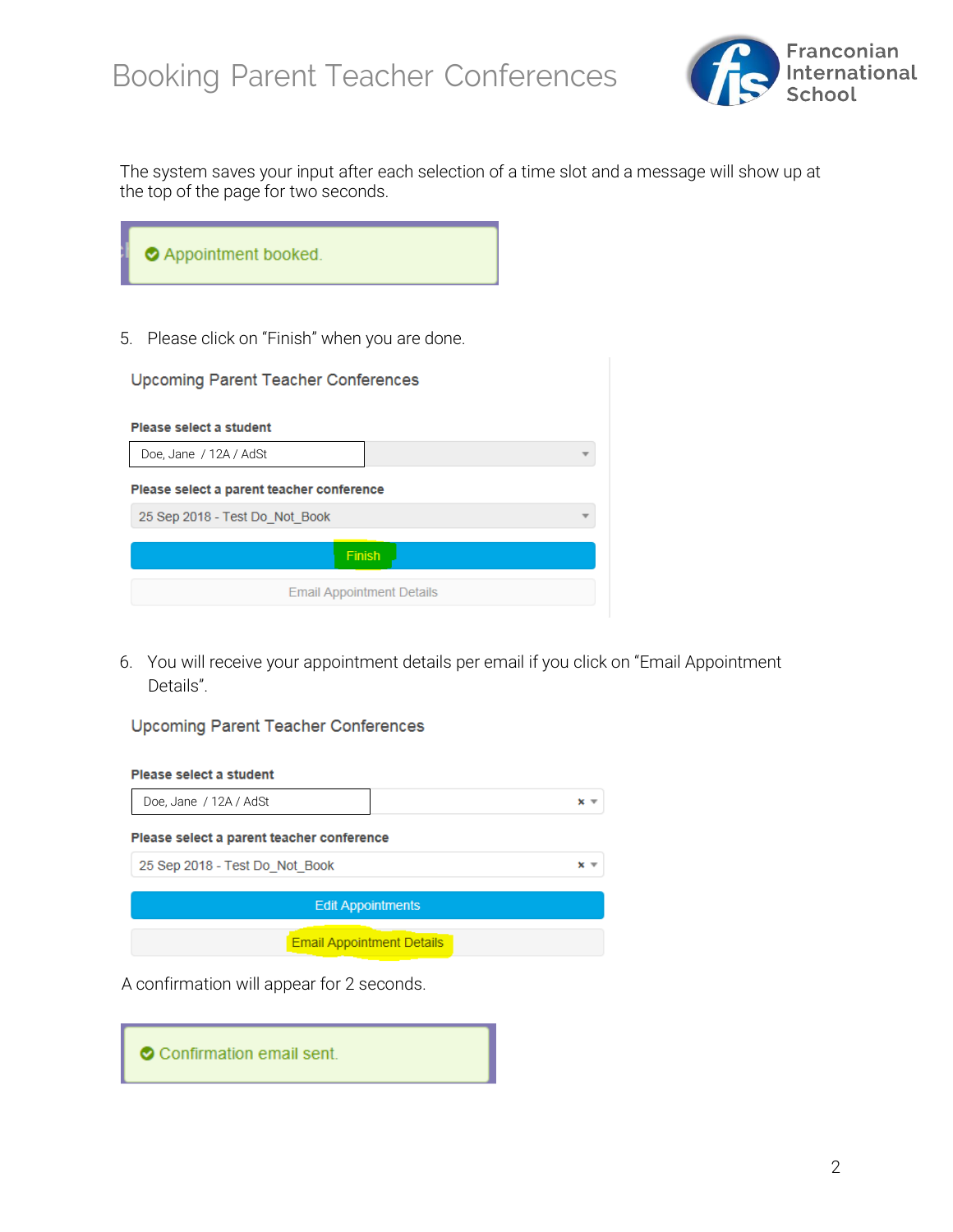The system saves your input after each selection of a time slot and a message will show up at the top of the page for two seconds.

Appointment booked.

5. Please click on “Finish” when you are done.

Upcoming Parent Teacher Conferences

**Please select a student**

Doe, Jane / 12A / AdSt

**Please select a parent teacher conference**

25 Sep 2018 - Test Do_Not_Book

Finish

Email Appointment Details

6. You will receive your appointment details per email if you click on “Email Appointment Details”.

Upcoming Parent Teacher Conferences

**Please select a student**

Doe, Jane / 12A / AdSt

**Please select a parent teacher conference**

25 Sep 2018 - Test Do_Not_Book

Edit Appointments

Email Appointment Details

A confirmation will appear for 2 seconds.

Confirmation email sent.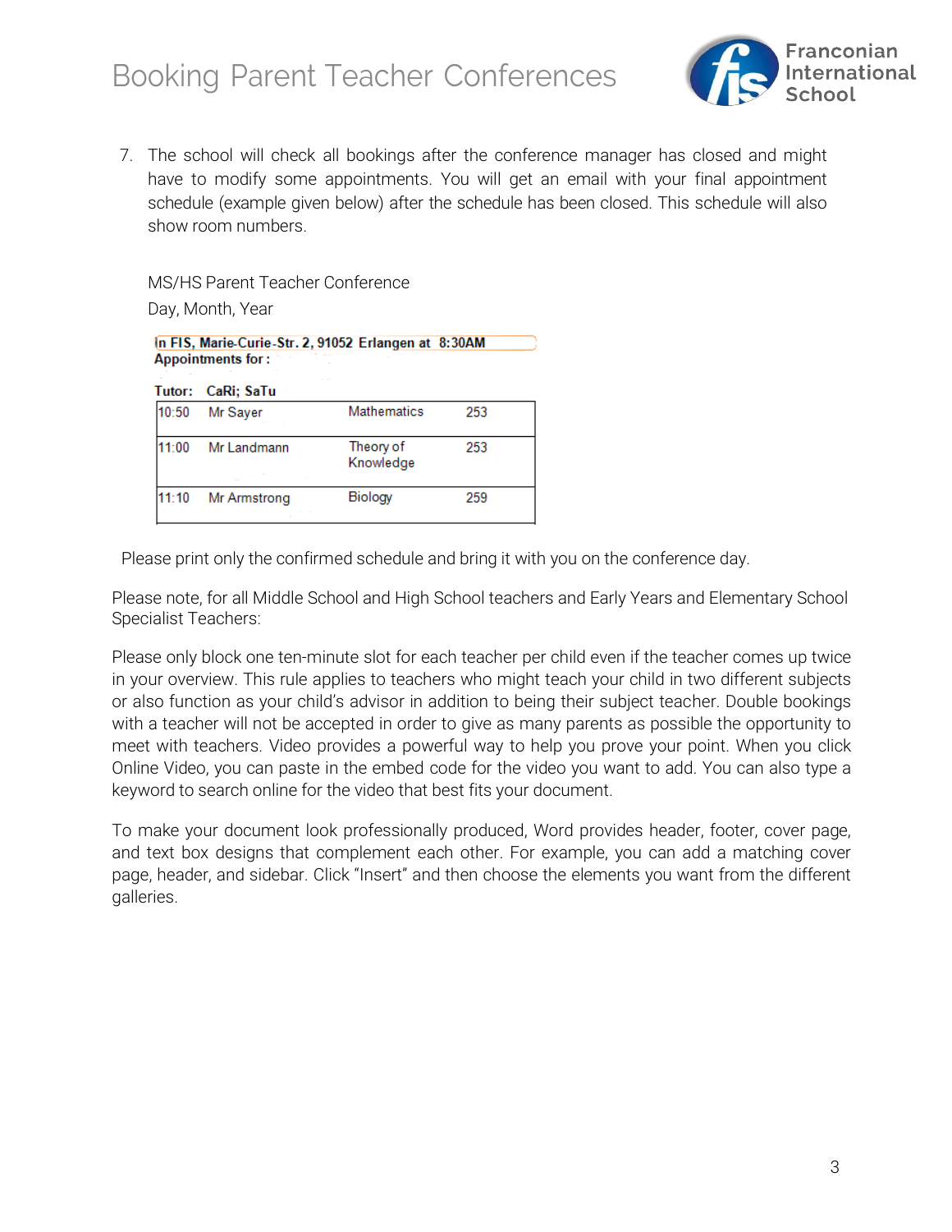# Booking Parent Teacher Conferences

7. The school will check all bookings after the conference manager has closed and might have to modify some appointments. You will get an email with your final appointment schedule (example given below) after the schedule has been closed. This schedule will also show room numbers.

   MS/HS Parent Teacher Conference

   Day, Month, Year

   **In FIS, Marie-Curie-Str. 2, 91052 Erlangen at 8:30AM**
   **Appointments for :**

   **Tutor: CaRi; SaTu**

   | Time | Teacher | Subject | Room |
   | --- | --- | --- | --- |
   | 10:50 | Mr Sayer | Mathematics | 253 |
   | 11:00 | Mr Landmann | Theory of Knowledge | 253 |
   | 11:10 | Mr Armstrong | Biology | 259 |

Please print only the confirmed schedule and bring it with you on the conference day.

Please note, for all Middle School and High School teachers and Early Years and Elementary School Specialist Teachers:

Please only block one ten-minute slot for each teacher per child even if the teacher comes up twice in your overview. This rule applies to teachers who might teach your child in two different subjects or also function as your child's advisor in addition to being their subject teacher. Double bookings with a teacher will not be accepted in order to give as many parents as possible the opportunity to meet with teachers. Video provides a powerful way to help you prove your point. When you click Online Video, you can paste in the embed code for the video you want to add. You can also type a keyword to search online for the video that best fits your document.

To make your document look professionally produced, Word provides header, footer, cover page, and text box designs that complement each other. For example, you can add a matching cover page, header, and sidebar. Click "Insert" and then choose the elements you want from the different galleries.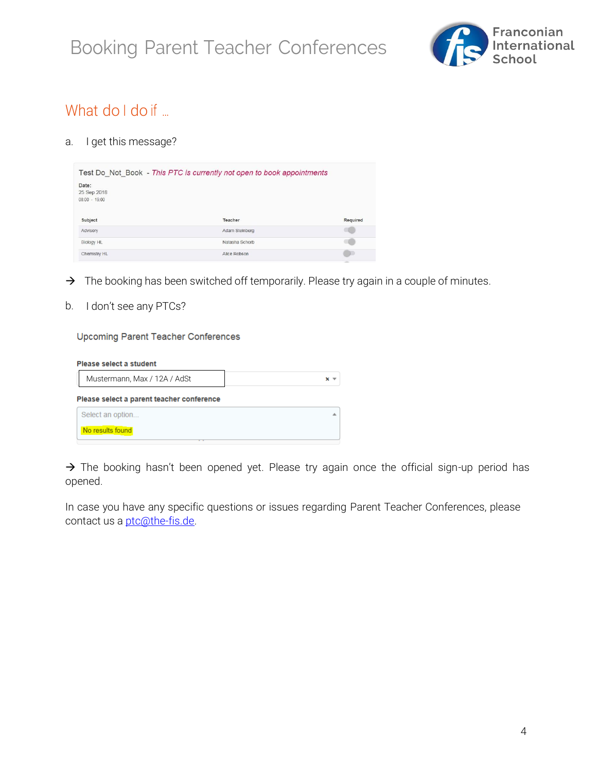## What do I do if …

a. I get this message?

Test Do_Not_Book - *This PTC is currently not open to book appointments*

**Date:**
25 Sep 2018
08:00 - 19:00

| Subject | Teacher | Required |
|---|---|---|
| Advisory | Adam Steinberg | |
| Biology HL | Natasha Schorb | |
| Chemistry HL | Alice Robson | |

→ The booking has been switched off temporarily. Please try again in a couple of minutes.

b. I don't see any PTCs?

Upcoming Parent Teacher Conferences

**Please select a student**

Mustermann, Max / 12A / AdSt

**Please select a parent teacher conference**

Select an option...

No results found

→ The booking hasn't been opened yet. Please try again once the official sign-up period has opened.

In case you have any specific questions or issues regarding Parent Teacher Conferences, please contact us a ptc@the-fis.de.